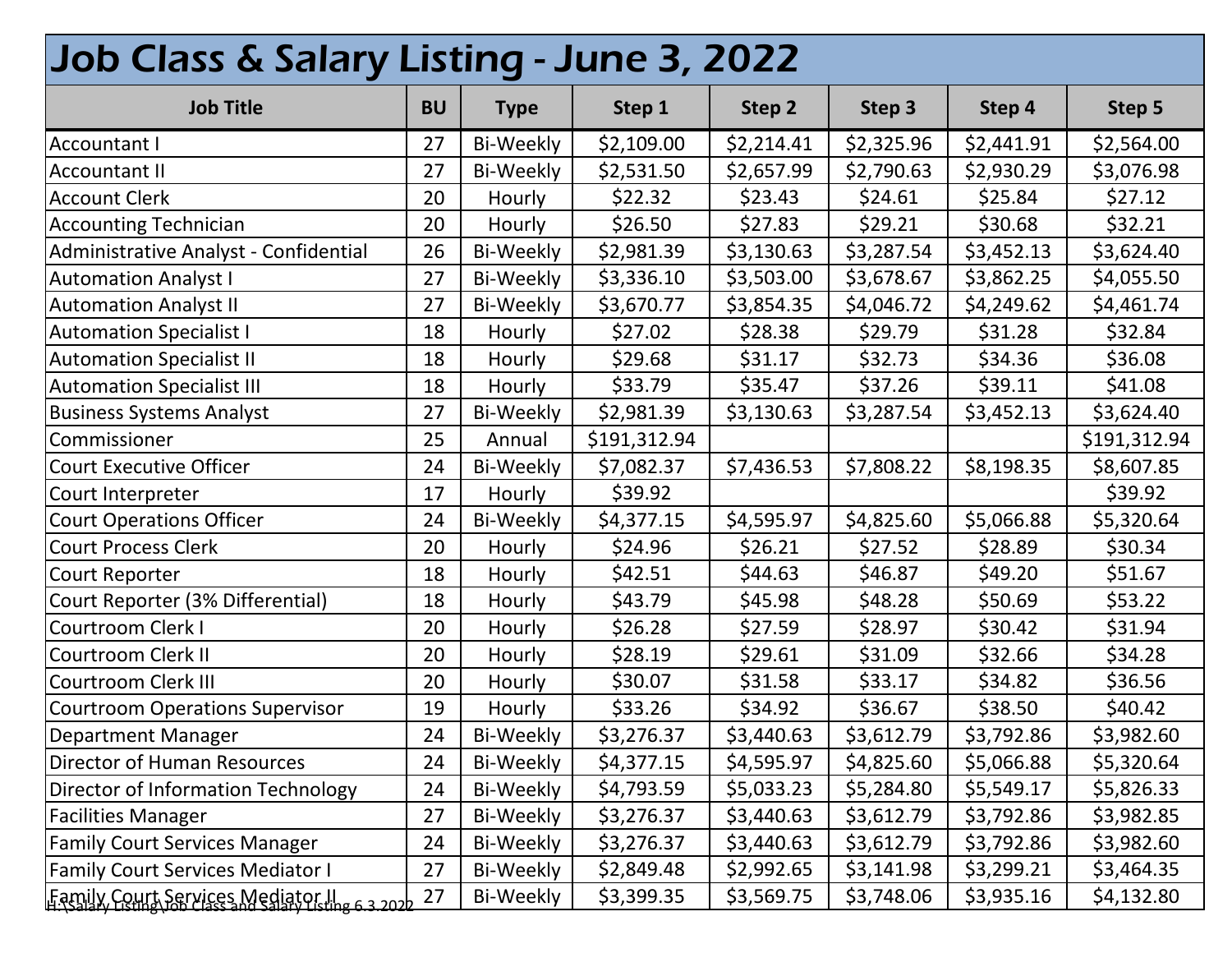# Job Class & Salary Listing - June 3, 2022

| Job Title | BU | Type | Step 1 | Step 2 | Step 3 | Step 4 | Step 5 |
|---|---|---|---|---|---|---|---|
| Accountant I | 27 | Bi-Weekly | $2,109.00 | $2,214.41 | $2,325.96 | $2,441.91 | $2,564.00 |
| Accountant II | 27 | Bi-Weekly | $2,531.50 | $2,657.99 | $2,790.63 | $2,930.29 | $3,076.98 |
| Account Clerk | 20 | Hourly | $22.32 | $23.43 | $24.61 | $25.84 | $27.12 |
| Accounting Technician | 20 | Hourly | $26.50 | $27.83 | $29.21 | $30.68 | $32.21 |
| Administrative Analyst - Confidential | 26 | Bi-Weekly | $2,981.39 | $3,130.63 | $3,287.54 | $3,452.13 | $3,624.40 |
| Automation Analyst I | 27 | Bi-Weekly | $3,336.10 | $3,503.00 | $3,678.67 | $3,862.25 | $4,055.50 |
| Automation Analyst II | 27 | Bi-Weekly | $3,670.77 | $3,854.35 | $4,046.72 | $4,249.62 | $4,461.74 |
| Automation Specialist I | 18 | Hourly | $27.02 | $28.38 | $29.79 | $31.28 | $32.84 |
| Automation Specialist II | 18 | Hourly | $29.68 | $31.17 | $32.73 | $34.36 | $36.08 |
| Automation Specialist III | 18 | Hourly | $33.79 | $35.47 | $37.26 | $39.11 | $41.08 |
| Business Systems Analyst | 27 | Bi-Weekly | $2,981.39 | $3,130.63 | $3,287.54 | $3,452.13 | $3,624.40 |
| Commissioner | 25 | Annual | $191,312.94 | | | | $191,312.94 |
| Court Executive Officer | 24 | Bi-Weekly | $7,082.37 | $7,436.53 | $7,808.22 | $8,198.35 | $8,607.85 |
| Court Interpreter | 17 | Hourly | $39.92 | | | | $39.92 |
| Court Operations Officer | 24 | Bi-Weekly | $4,377.15 | $4,595.97 | $4,825.60 | $5,066.88 | $5,320.64 |
| Court Process Clerk | 20 | Hourly | $24.96 | $26.21 | $27.52 | $28.89 | $30.34 |
| Court Reporter | 18 | Hourly | $42.51 | $44.63 | $46.87 | $49.20 | $51.67 |
| Court Reporter (3% Differential) | 18 | Hourly | $43.79 | $45.98 | $48.28 | $50.69 | $53.22 |
| Courtroom Clerk I | 20 | Hourly | $26.28 | $27.59 | $28.97 | $30.42 | $31.94 |
| Courtroom Clerk II | 20 | Hourly | $28.19 | $29.61 | $31.09 | $32.66 | $34.28 |
| Courtroom Clerk III | 20 | Hourly | $30.07 | $31.58 | $33.17 | $34.82 | $36.56 |
| Courtroom Operations Supervisor | 19 | Hourly | $33.26 | $34.92 | $36.67 | $38.50 | $40.42 |
| Department Manager | 24 | Bi-Weekly | $3,276.37 | $3,440.63 | $3,612.79 | $3,792.86 | $3,982.60 |
| Director of Human Resources | 24 | Bi-Weekly | $4,377.15 | $4,595.97 | $4,825.60 | $5,066.88 | $5,320.64 |
| Director of Information Technology | 24 | Bi-Weekly | $4,793.59 | $5,033.23 | $5,284.80 | $5,549.17 | $5,826.33 |
| Facilities Manager | 27 | Bi-Weekly | $3,276.37 | $3,440.63 | $3,612.79 | $3,792.86 | $3,982.85 |
| Family Court Services Manager | 24 | Bi-Weekly | $3,276.37 | $3,440.63 | $3,612.79 | $3,792.86 | $3,982.60 |
| Family Court Services Mediator I | 27 | Bi-Weekly | $2,849.48 | $2,992.65 | $3,141.98 | $3,299.21 | $3,464.35 |
| Family Court Services Mediator II | 27 | Bi-Weekly | $3,399.35 | $3,569.75 | $3,748.06 | $3,935.16 | $4,132.80 |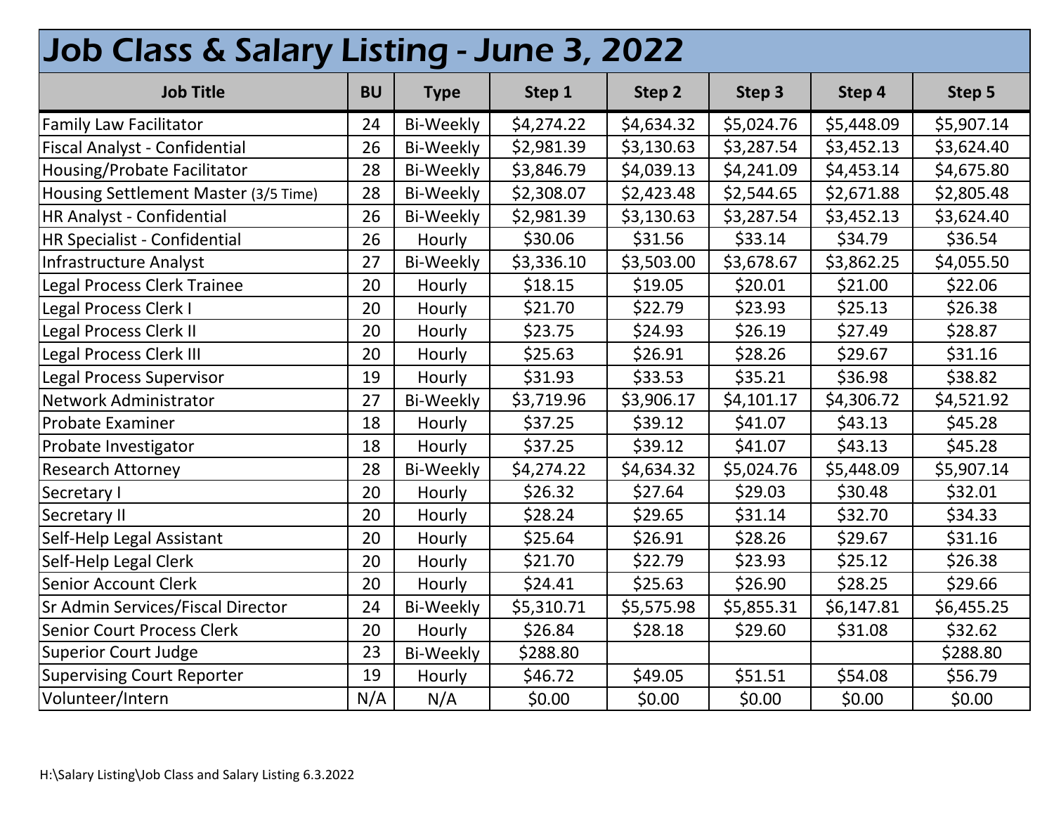# Job Class & Salary Listing - June 3, 2022

| Job Title | BU | Type | Step 1 | Step 2 | Step 3 | Step 4 | Step 5 |
|---|---|---|---|---|---|---|---|
| Family Law Facilitator | 24 | Bi-Weekly | $4,274.22 | $4,634.32 | $5,024.76 | $5,448.09 | $5,907.14 |
| Fiscal Analyst - Confidential | 26 | Bi-Weekly | $2,981.39 | $3,130.63 | $3,287.54 | $3,452.13 | $3,624.40 |
| Housing/Probate Facilitator | 28 | Bi-Weekly | $3,846.79 | $4,039.13 | $4,241.09 | $4,453.14 | $4,675.80 |
| Housing Settlement Master (3/5 Time) | 28 | Bi-Weekly | $2,308.07 | $2,423.48 | $2,544.65 | $2,671.88 | $2,805.48 |
| HR Analyst - Confidential | 26 | Bi-Weekly | $2,981.39 | $3,130.63 | $3,287.54 | $3,452.13 | $3,624.40 |
| HR Specialist - Confidential | 26 | Hourly | $30.06 | $31.56 | $33.14 | $34.79 | $36.54 |
| Infrastructure Analyst | 27 | Bi-Weekly | $3,336.10 | $3,503.00 | $3,678.67 | $3,862.25 | $4,055.50 |
| Legal Process Clerk Trainee | 20 | Hourly | $18.15 | $19.05 | $20.01 | $21.00 | $22.06 |
| Legal Process Clerk I | 20 | Hourly | $21.70 | $22.79 | $23.93 | $25.13 | $26.38 |
| Legal Process Clerk II | 20 | Hourly | $23.75 | $24.93 | $26.19 | $27.49 | $28.87 |
| Legal Process Clerk III | 20 | Hourly | $25.63 | $26.91 | $28.26 | $29.67 | $31.16 |
| Legal Process Supervisor | 19 | Hourly | $31.93 | $33.53 | $35.21 | $36.98 | $38.82 |
| Network Administrator | 27 | Bi-Weekly | $3,719.96 | $3,906.17 | $4,101.17 | $4,306.72 | $4,521.92 |
| Probate Examiner | 18 | Hourly | $37.25 | $39.12 | $41.07 | $43.13 | $45.28 |
| Probate Investigator | 18 | Hourly | $37.25 | $39.12 | $41.07 | $43.13 | $45.28 |
| Research Attorney | 28 | Bi-Weekly | $4,274.22 | $4,634.32 | $5,024.76 | $5,448.09 | $5,907.14 |
| Secretary I | 20 | Hourly | $26.32 | $27.64 | $29.03 | $30.48 | $32.01 |
| Secretary II | 20 | Hourly | $28.24 | $29.65 | $31.14 | $32.70 | $34.33 |
| Self-Help Legal Assistant | 20 | Hourly | $25.64 | $26.91 | $28.26 | $29.67 | $31.16 |
| Self-Help Legal Clerk | 20 | Hourly | $21.70 | $22.79 | $23.93 | $25.12 | $26.38 |
| Senior Account Clerk | 20 | Hourly | $24.41 | $25.63 | $26.90 | $28.25 | $29.66 |
| Sr Admin Services/Fiscal Director | 24 | Bi-Weekly | $5,310.71 | $5,575.98 | $5,855.31 | $6,147.81 | $6,455.25 |
| Senior Court Process Clerk | 20 | Hourly | $26.84 | $28.18 | $29.60 | $31.08 | $32.62 |
| Superior Court Judge | 23 | Bi-Weekly | $288.80 | | | | $288.80 |
| Supervising Court Reporter | 19 | Hourly | $46.72 | $49.05 | $51.51 | $54.08 | $56.79 |
| Volunteer/Intern | N/A | N/A | $0.00 | $0.00 | $0.00 | $0.00 | $0.00 |

H:\Salary Listing\Job Class and Salary Listing 6.3.2022